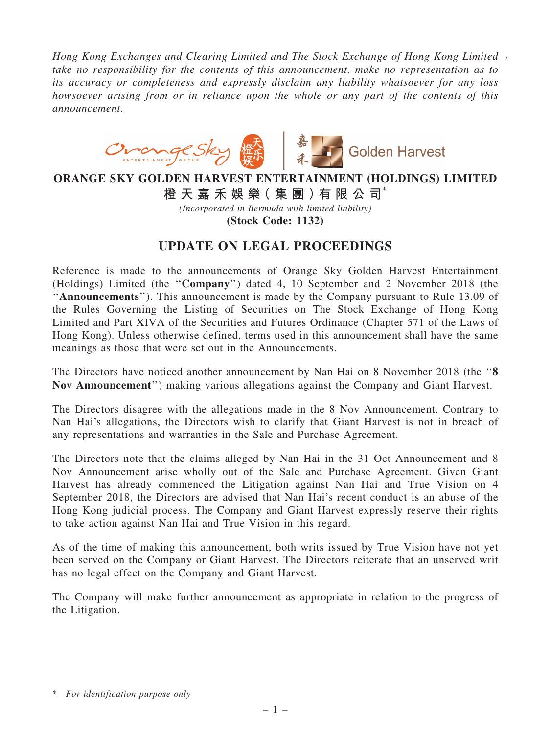*Hong Kong Exchanges and Clearing Limited and The Stock Exchange of Hong Kong Limited take no responsibility for the contents of this announcement, make no representation as to its accuracy or completeness and expressly disclaim any liability whatsoever for any loss howsoever arising from or in reliance upon the whole or any part of the contents of this announcement.*

**ORANGE SKY GOLDEN HARVEST ENTERTAINMENT (HOLDINGS) LIMITED**

**橙天嘉禾娛樂(集團)有限公司***

*(Incorporated in Bermuda with limited liability)*

**(Stock Code: 1132)**

# UPDATE ON LEGAL PROCEEDINGS

Reference is made to the announcements of Orange Sky Golden Harvest Entertainment (Holdings) Limited (the "**Company**") dated 4, 10 September and 2 November 2018 (the "**Announcements**"). This announcement is made by the Company pursuant to Rule 13.09 of the Rules Governing the Listing of Securities on The Stock Exchange of Hong Kong Limited and Part XIVA of the Securities and Futures Ordinance (Chapter 571 of the Laws of Hong Kong). Unless otherwise defined, terms used in this announcement shall have the same meanings as those that were set out in the Announcements.

The Directors have noticed another announcement by Nan Hai on 8 November 2018 (the "**8 Nov Announcement**") making various allegations against the Company and Giant Harvest.

The Directors disagree with the allegations made in the 8 Nov Announcement. Contrary to Nan Hai's allegations, the Directors wish to clarify that Giant Harvest is not in breach of any representations and warranties in the Sale and Purchase Agreement.

The Directors note that the claims alleged by Nan Hai in the 31 Oct Announcement and 8 Nov Announcement arise wholly out of the Sale and Purchase Agreement. Given Giant Harvest has already commenced the Litigation against Nan Hai and True Vision on 4 September 2018, the Directors are advised that Nan Hai's recent conduct is an abuse of the Hong Kong judicial process. The Company and Giant Harvest expressly reserve their rights to take action against Nan Hai and True Vision in this regard.

As of the time of making this announcement, both writs issued by True Vision have not yet been served on the Company or Giant Harvest. The Directors reiterate that an unserved writ has no legal effect on the Company and Giant Harvest.

The Company will make further announcement as appropriate in relation to the progress of the Litigation.

\* *For identification purpose only*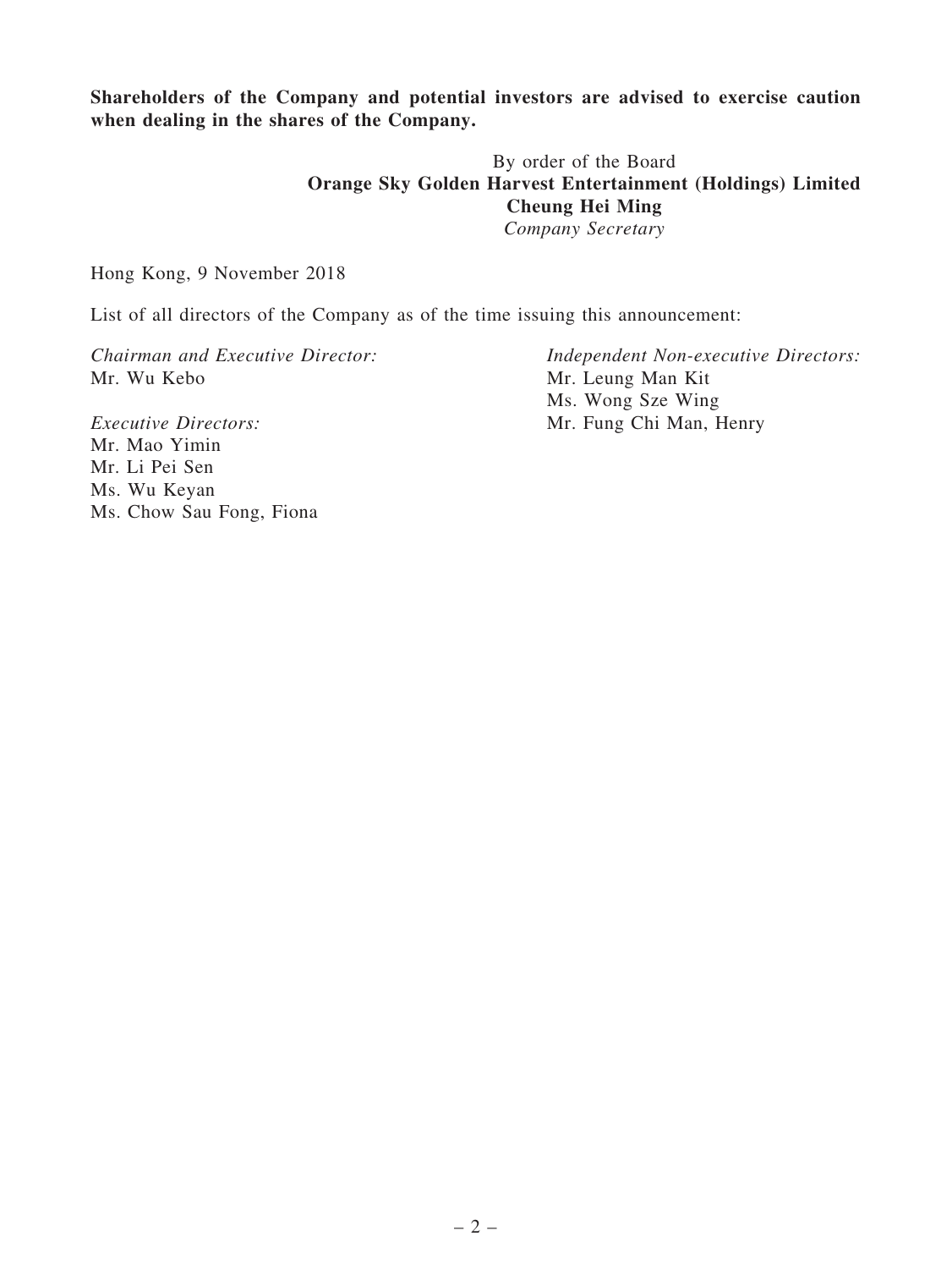**Shareholders of the Company and potential investors are advised to exercise caution when dealing in the shares of the Company.**

By order of the Board
**Orange Sky Golden Harvest Entertainment (Holdings) Limited**
**Cheung Hei Ming**
*Company Secretary*

Hong Kong, 9 November 2018

List of all directors of the Company as of the time issuing this announcement:

*Chairman and Executive Director:*
Mr. Wu Kebo

*Executive Directors:*
Mr. Mao Yimin
Mr. Li Pei Sen
Ms. Wu Keyan
Ms. Chow Sau Fong, Fiona

*Independent Non-executive Directors:*
Mr. Leung Man Kit
Ms. Wong Sze Wing
Mr. Fung Chi Man, Henry